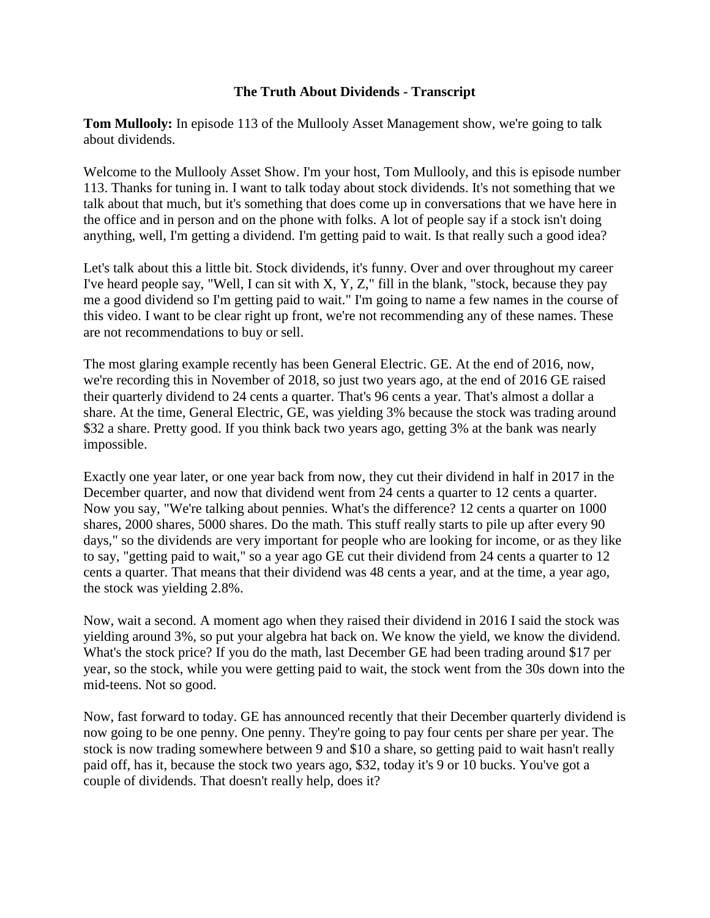# The Truth About Dividends - Transcript

**Tom Mullooly:** In episode 113 of the Mullooly Asset Management show, we're going to talk about dividends.

Welcome to the Mullooly Asset Show. I'm your host, Tom Mullooly, and this is episode number 113. Thanks for tuning in. I want to talk today about stock dividends. It's not something that we talk about that much, but it's something that does come up in conversations that we have here in the office and in person and on the phone with folks. A lot of people say if a stock isn't doing anything, well, I'm getting a dividend. I'm getting paid to wait. Is that really such a good idea?

Let's talk about this a little bit. Stock dividends, it's funny. Over and over throughout my career I've heard people say, "Well, I can sit with X, Y, Z," fill in the blank, "stock, because they pay me a good dividend so I'm getting paid to wait." I'm going to name a few names in the course of this video. I want to be clear right up front, we're not recommending any of these names. These are not recommendations to buy or sell.

The most glaring example recently has been General Electric. GE. At the end of 2016, now, we're recording this in November of 2018, so just two years ago, at the end of 2016 GE raised their quarterly dividend to 24 cents a quarter. That's 96 cents a year. That's almost a dollar a share. At the time, General Electric, GE, was yielding 3% because the stock was trading around $32 a share. Pretty good. If you think back two years ago, getting 3% at the bank was nearly impossible.

Exactly one year later, or one year back from now, they cut their dividend in half in 2017 in the December quarter, and now that dividend went from 24 cents a quarter to 12 cents a quarter. Now you say, "We're talking about pennies. What's the difference? 12 cents a quarter on 1000 shares, 2000 shares, 5000 shares. Do the math. This stuff really starts to pile up after every 90 days," so the dividends are very important for people who are looking for income, or as they like to say, "getting paid to wait," so a year ago GE cut their dividend from 24 cents a quarter to 12 cents a quarter. That means that their dividend was 48 cents a year, and at the time, a year ago, the stock was yielding 2.8%.

Now, wait a second. A moment ago when they raised their dividend in 2016 I said the stock was yielding around 3%, so put your algebra hat back on. We know the yield, we know the dividend. What's the stock price? If you do the math, last December GE had been trading around $17 per year, so the stock, while you were getting paid to wait, the stock went from the 30s down into the mid-teens. Not so good.

Now, fast forward to today. GE has announced recently that their December quarterly dividend is now going to be one penny. One penny. They're going to pay four cents per share per year. The stock is now trading somewhere between 9 and $10 a share, so getting paid to wait hasn't really paid off, has it, because the stock two years ago, $32, today it's 9 or 10 bucks. You've got a couple of dividends. That doesn't really help, does it?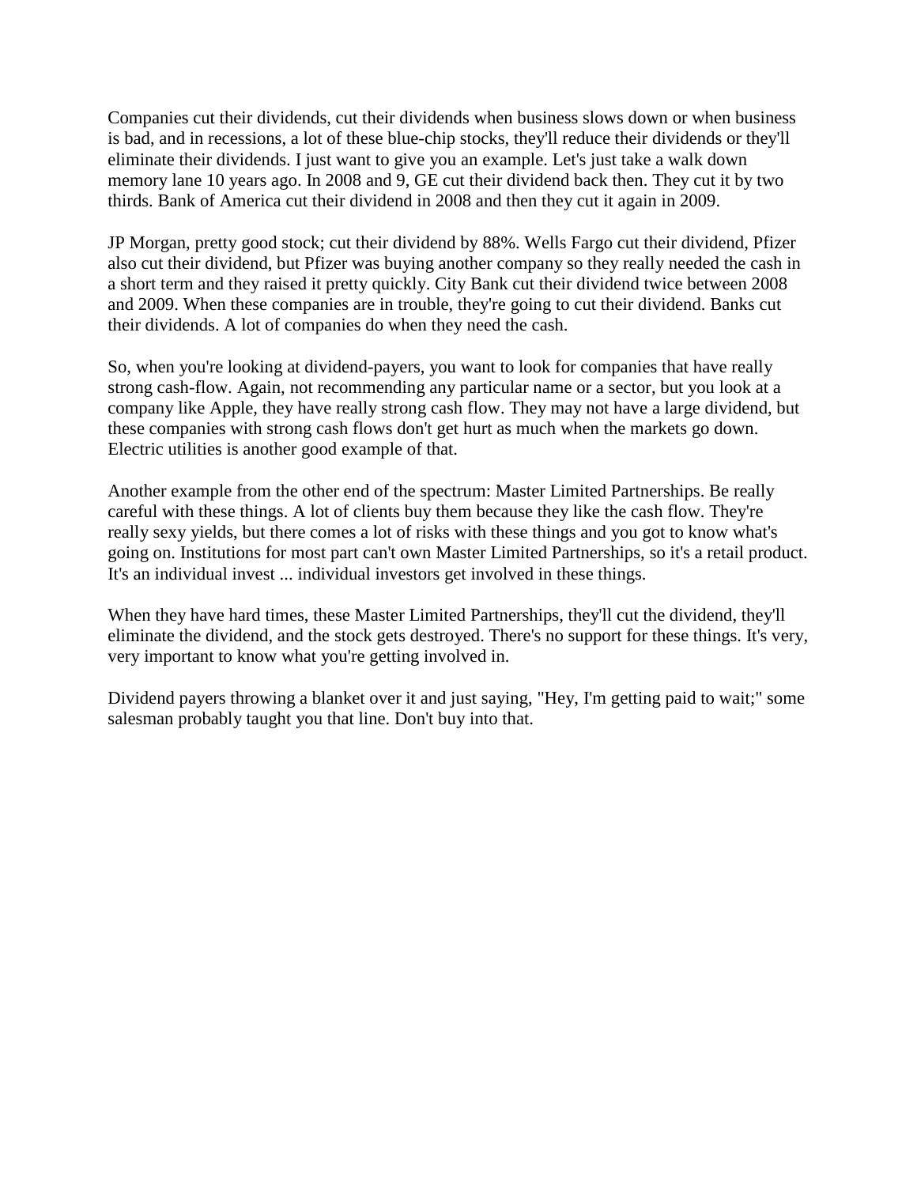Companies cut their dividends, cut their dividends when business slows down or when business is bad, and in recessions, a lot of these blue-chip stocks, they'll reduce their dividends or they'll eliminate their dividends. I just want to give you an example. Let's just take a walk down memory lane 10 years ago. In 2008 and 9, GE cut their dividend back then. They cut it by two thirds. Bank of America cut their dividend in 2008 and then they cut it again in 2009.

JP Morgan, pretty good stock; cut their dividend by 88%. Wells Fargo cut their dividend, Pfizer also cut their dividend, but Pfizer was buying another company so they really needed the cash in a short term and they raised it pretty quickly. City Bank cut their dividend twice between 2008 and 2009. When these companies are in trouble, they're going to cut their dividend. Banks cut their dividends. A lot of companies do when they need the cash.

So, when you're looking at dividend-payers, you want to look for companies that have really strong cash-flow. Again, not recommending any particular name or a sector, but you look at a company like Apple, they have really strong cash flow. They may not have a large dividend, but these companies with strong cash flows don't get hurt as much when the markets go down. Electric utilities is another good example of that.

Another example from the other end of the spectrum: Master Limited Partnerships. Be really careful with these things. A lot of clients buy them because they like the cash flow. They're really sexy yields, but there comes a lot of risks with these things and you got to know what's going on. Institutions for most part can't own Master Limited Partnerships, so it's a retail product. It's an individual invest ... individual investors get involved in these things.

When they have hard times, these Master Limited Partnerships, they'll cut the dividend, they'll eliminate the dividend, and the stock gets destroyed. There's no support for these things. It's very, very important to know what you're getting involved in.

Dividend payers throwing a blanket over it and just saying, "Hey, I'm getting paid to wait;" some salesman probably taught you that line. Don't buy into that.